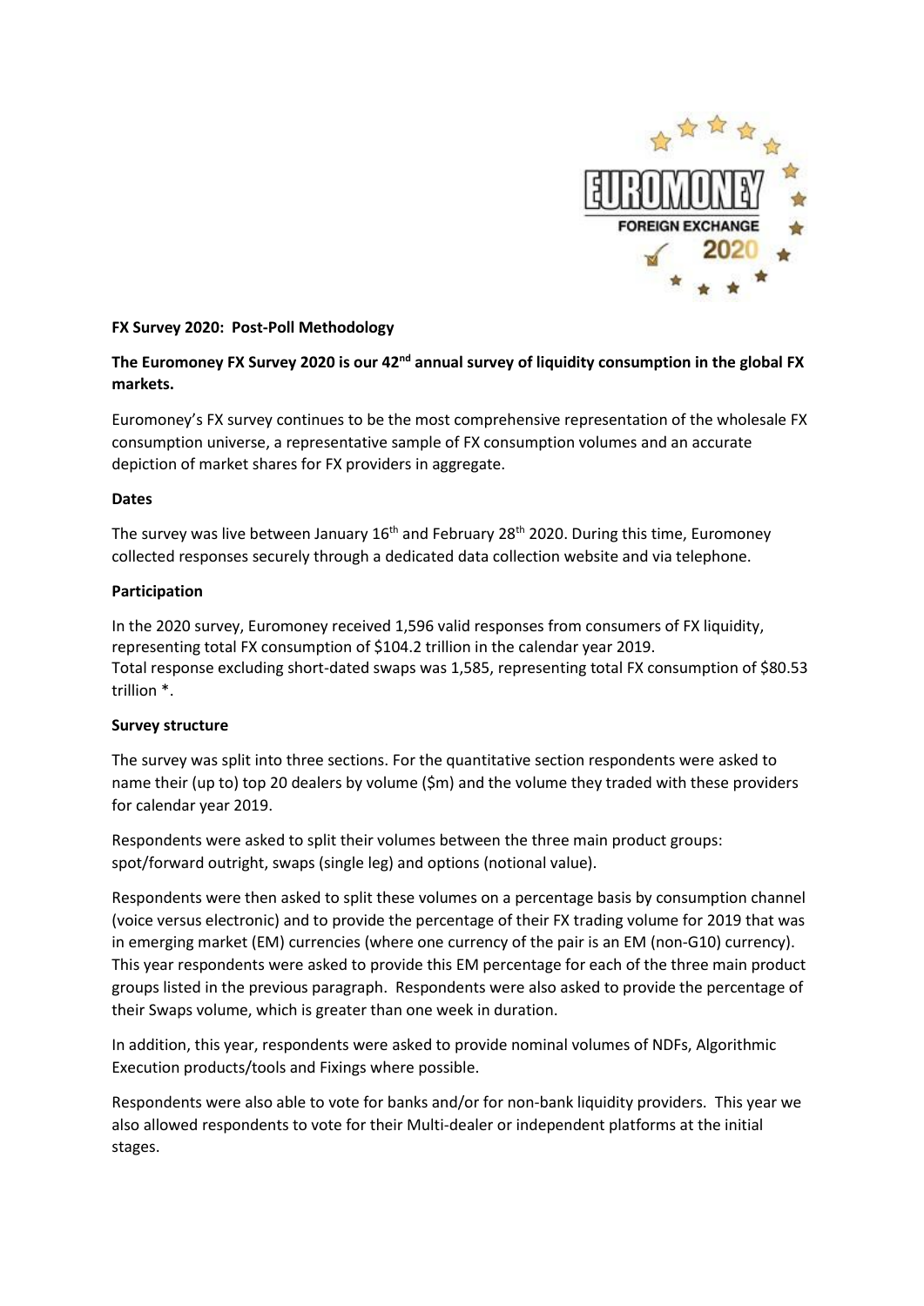**FX Survey 2020: Post-Poll Methodology**

**The Euromoney FX Survey 2020 is our 42nd annual survey of liquidity consumption in the global FX markets.**

Euromoney's FX survey continues to be the most comprehensive representation of the wholesale FX consumption universe, a representative sample of FX consumption volumes and an accurate depiction of market shares for FX providers in aggregate.

**Dates**

The survey was live between January 16th and February 28th 2020. During this time, Euromoney collected responses securely through a dedicated data collection website and via telephone.

**Participation**

In the 2020 survey, Euromoney received 1,596 valid responses from consumers of FX liquidity, representing total FX consumption of $104.2 trillion in the calendar year 2019.
Total response excluding short-dated swaps was 1,585, representing total FX consumption of $80.53 trillion *.

**Survey structure**

The survey was split into three sections. For the quantitative section respondents were asked to name their (up to) top 20 dealers by volume ($m) and the volume they traded with these providers for calendar year 2019.

Respondents were asked to split their volumes between the three main product groups: spot/forward outright, swaps (single leg) and options (notional value).

Respondents were then asked to split these volumes on a percentage basis by consumption channel (voice versus electronic) and to provide the percentage of their FX trading volume for 2019 that was in emerging market (EM) currencies (where one currency of the pair is an EM (non-G10) currency). This year respondents were asked to provide this EM percentage for each of the three main product groups listed in the previous paragraph. Respondents were also asked to provide the percentage of their Swaps volume, which is greater than one week in duration.

In addition, this year, respondents were asked to provide nominal volumes of NDFs, Algorithmic Execution products/tools and Fixings where possible.

Respondents were also able to vote for banks and/or for non-bank liquidity providers. This year we also allowed respondents to vote for their Multi-dealer or independent platforms at the initial stages.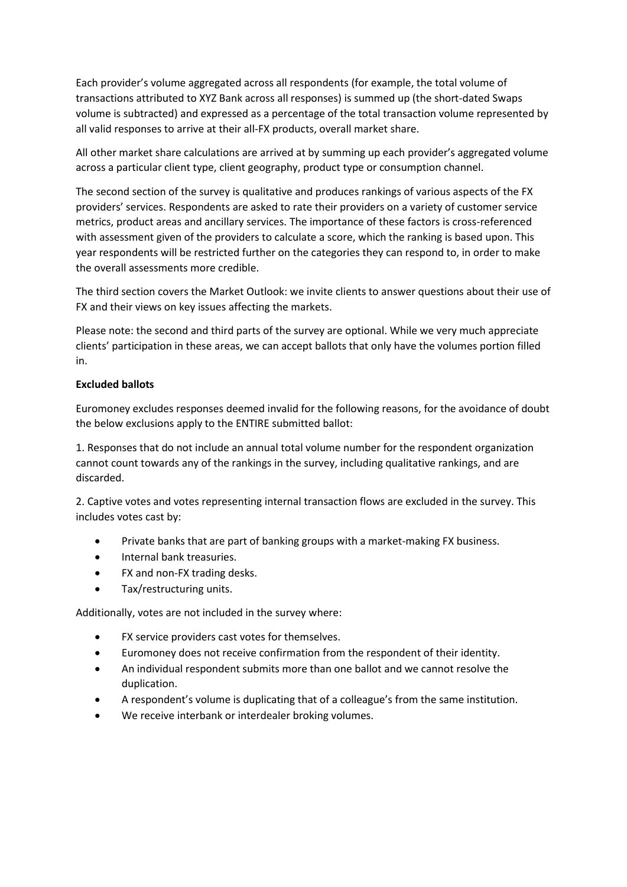Each provider's volume aggregated across all respondents (for example, the total volume of transactions attributed to XYZ Bank across all responses) is summed up (the short-dated Swaps volume is subtracted) and expressed as a percentage of the total transaction volume represented by all valid responses to arrive at their all-FX products, overall market share.

All other market share calculations are arrived at by summing up each provider's aggregated volume across a particular client type, client geography, product type or consumption channel.

The second section of the survey is qualitative and produces rankings of various aspects of the FX providers' services. Respondents are asked to rate their providers on a variety of customer service metrics, product areas and ancillary services. The importance of these factors is cross-referenced with assessment given of the providers to calculate a score, which the ranking is based upon. This year respondents will be restricted further on the categories they can respond to, in order to make the overall assessments more credible.

The third section covers the Market Outlook: we invite clients to answer questions about their use of FX and their views on key issues affecting the markets.

Please note: the second and third parts of the survey are optional. While we very much appreciate clients' participation in these areas, we can accept ballots that only have the volumes portion filled in.

**Excluded ballots**

Euromoney excludes responses deemed invalid for the following reasons, for the avoidance of doubt the below exclusions apply to the ENTIRE submitted ballot:

1. Responses that do not include an annual total volume number for the respondent organization cannot count towards any of the rankings in the survey, including qualitative rankings, and are discarded.

2. Captive votes and votes representing internal transaction flows are excluded in the survey. This includes votes cast by:

- Private banks that are part of banking groups with a market-making FX business.
- Internal bank treasuries.
- FX and non-FX trading desks.
- Tax/restructuring units.

Additionally, votes are not included in the survey where:

- FX service providers cast votes for themselves.
- Euromoney does not receive confirmation from the respondent of their identity.
- An individual respondent submits more than one ballot and we cannot resolve the duplication.
- A respondent's volume is duplicating that of a colleague's from the same institution.
- We receive interbank or interdealer broking volumes.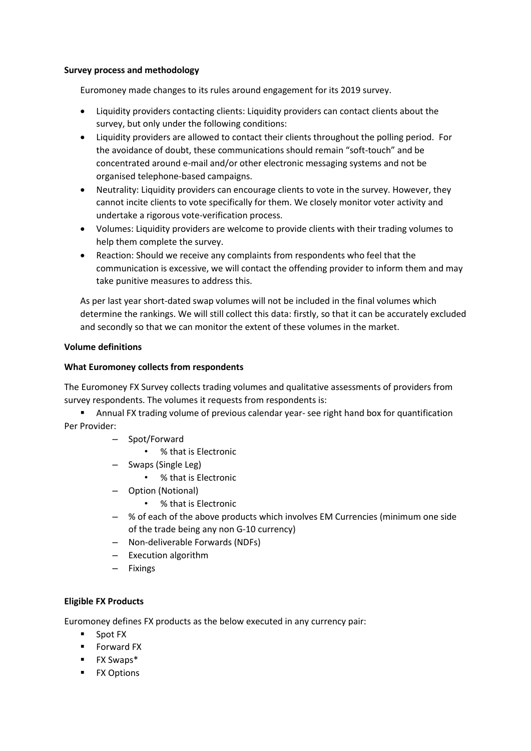**Survey process and methodology**

Euromoney made changes to its rules around engagement for its 2019 survey.

- Liquidity providers contacting clients: Liquidity providers can contact clients about the survey, but only under the following conditions:
- Liquidity providers are allowed to contact their clients throughout the polling period. For the avoidance of doubt, these communications should remain "soft-touch" and be concentrated around e-mail and/or other electronic messaging systems and not be organised telephone-based campaigns.
- Neutrality: Liquidity providers can encourage clients to vote in the survey. However, they cannot incite clients to vote specifically for them. We closely monitor voter activity and undertake a rigorous vote-verification process.
- Volumes: Liquidity providers are welcome to provide clients with their trading volumes to help them complete the survey.
- Reaction: Should we receive any complaints from respondents who feel that the communication is excessive, we will contact the offending provider to inform them and may take punitive measures to address this.

As per last year short-dated swap volumes will not be included in the final volumes which determine the rankings. We will still collect this data: firstly, so that it can be accurately excluded and secondly so that we can monitor the extent of these volumes in the market.

**Volume definitions**

**What Euromoney collects from respondents**

The Euromoney FX Survey collects trading volumes and qualitative assessments of providers from survey respondents. The volumes it requests from respondents is:

- Annual FX trading volume of previous calendar year- see right hand box for quantification

Per Provider:

- Spot/Forward
  - % that is Electronic
- Swaps (Single Leg)
  - % that is Electronic
- Option (Notional)
  - % that is Electronic
- % of each of the above products which involves EM Currencies (minimum one side of the trade being any non G-10 currency)
- Non-deliverable Forwards (NDFs)
- Execution algorithm
- Fixings

**Eligible FX Products**

Euromoney defines FX products as the below executed in any currency pair:

- Spot FX
- Forward FX
- FX Swaps*
- FX Options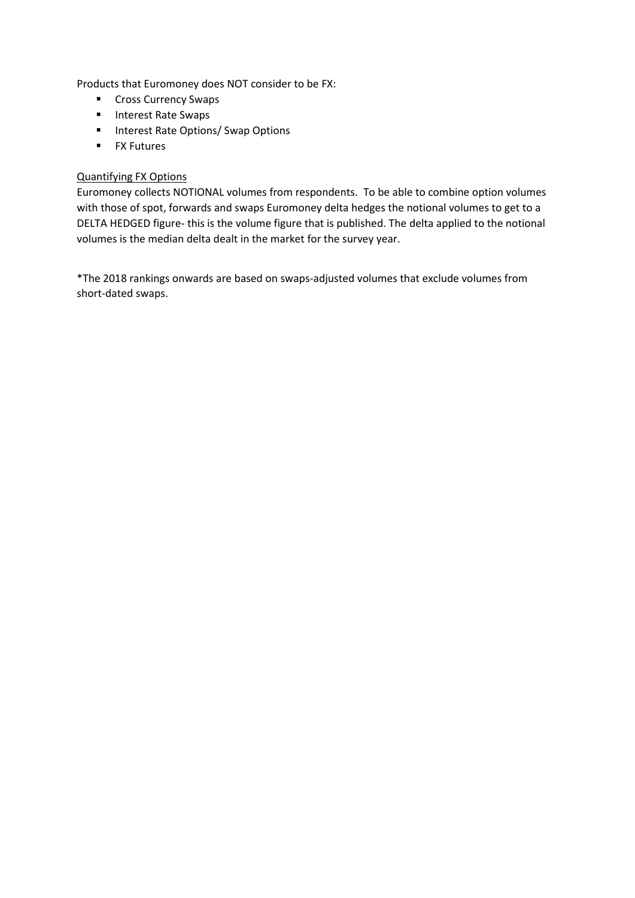Products that Euromoney does NOT consider to be FX:

- Cross Currency Swaps
- Interest Rate Swaps
- Interest Rate Options/ Swap Options
- FX Futures

<u>Quantifying FX Options</u>

Euromoney collects NOTIONAL volumes from respondents. To be able to combine option volumes with those of spot, forwards and swaps Euromoney delta hedges the notional volumes to get to a DELTA HEDGED figure- this is the volume figure that is published. The delta applied to the notional volumes is the median delta dealt in the market for the survey year.

*The 2018 rankings onwards are based on swaps-adjusted volumes that exclude volumes from short-dated swaps.